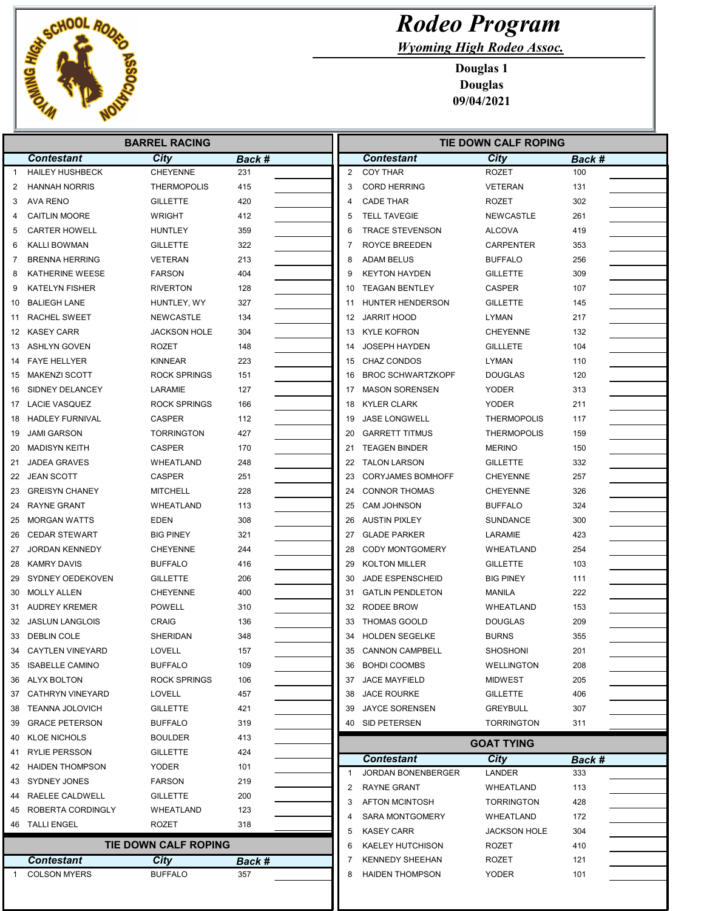# Rodeo Program

*Wyoming High Rodeo Assoc.*

**Douglas 1**
**Douglas**
**09/04/2021**

## BARREL RACING

| | Contestant | City | Back # | |
|---|---|---|---|---|
| 1 | HAILEY HUSHBECK | CHEYENNE | 231 | |
| 2 | HANNAH NORRIS | THERMOPOLIS | 415 | |
| 3 | AVA RENO | GILLETTE | 420 | |
| 4 | CAITLIN MOORE | WRIGHT | 412 | |
| 5 | CARTER HOWELL | HUNTLEY | 359 | |
| 6 | KALLI BOWMAN | GILLETTE | 322 | |
| 7 | BRENNA HERRING | VETERAN | 213 | |
| 8 | KATHERINE WEESE | FARSON | 404 | |
| 9 | KATELYN FISHER | RIVERTON | 128 | |
| 10 | BALIEGH LANE | HUNTLEY, WY | 327 | |
| 11 | RACHEL SWEET | NEWCASTLE | 134 | |
| 12 | KASEY CARR | JACKSON HOLE | 304 | |
| 13 | ASHLYN GOVEN | ROZET | 148 | |
| 14 | FAYE HELLYER | KINNEAR | 223 | |
| 15 | MAKENZI SCOTT | ROCK SPRINGS | 151 | |
| 16 | SIDNEY DELANCEY | LARAMIE | 127 | |
| 17 | LACIE VASQUEZ | ROCK SPRINGS | 166 | |
| 18 | HADLEY FURNIVAL | CASPER | 112 | |
| 19 | JAMI GARSON | TORRINGTON | 427 | |
| 20 | MADISYN KEITH | CASPER | 170 | |
| 21 | JADEA GRAVES | WHEATLAND | 248 | |
| 22 | JEAN SCOTT | CASPER | 251 | |
| 23 | GREISYN CHANEY | MITCHELL | 228 | |
| 24 | RAYNE GRANT | WHEATLAND | 113 | |
| 25 | MORGAN WATTS | EDEN | 308 | |
| 26 | CEDAR STEWART | BIG PINEY | 321 | |
| 27 | JORDAN KENNEDY | CHEYENNE | 244 | |
| 28 | KAMRY DAVIS | BUFFALO | 416 | |
| 29 | SYDNEY OEDEKOVEN | GILLETTE | 206 | |
| 30 | MOLLY ALLEN | CHEYENNE | 400 | |
| 31 | AUDREY KREMER | POWELL | 310 | |
| 32 | JASLUN LANGLOIS | CRAIG | 136 | |
| 33 | DEBLIN COLE | SHERIDAN | 348 | |
| 34 | CAYTLEN VINEYARD | LOVELL | 157 | |
| 35 | ISABELLE CAMINO | BUFFALO | 109 | |
| 36 | ALYX BOLTON | ROCK SPRINGS | 106 | |
| 37 | CATHRYN VINEYARD | LOVELL | 457 | |
| 38 | TEANNA JOLOVICH | GILLETTE | 421 | |
| 39 | GRACE PETERSON | BUFFALO | 319 | |
| 40 | KLOE NICHOLS | BOULDER | 413 | |
| 41 | RYLIE PERSSON | GILLETTE | 424 | |
| 42 | HAIDEN THOMPSON | YODER | 101 | |
| 43 | SYDNEY JONES | FARSON | 219 | |
| 44 | RAELEE CALDWELL | GILLETTE | 200 | |
| 45 | ROBERTA CORDINGLY | WHEATLAND | 123 | |
| 46 | TALLI ENGEL | ROZET | 318 | |

## TIE DOWN CALF ROPING

| | Contestant | City | Back # | |
|---|---|---|---|---|
| 1 | COLSON MYERS | BUFFALO | 357 | |
| 2 | COY THAR | ROZET | 100 | |
| 3 | CORD HERRING | VETERAN | 131 | |
| 4 | CADE THAR | ROZET | 302 | |
| 5 | TELL TAVEGIE | NEWCASTLE | 261 | |
| 6 | TRACE STEVENSON | ALCOVA | 419 | |
| 7 | ROYCE BREEDEN | CARPENTER | 353 | |
| 8 | ADAM BELUS | BUFFALO | 256 | |
| 9 | KEYTON HAYDEN | GILLETTE | 309 | |
| 10 | TEAGAN BENTLEY | CASPER | 107 | |
| 11 | HUNTER HENDERSON | GILLETTE | 145 | |
| 12 | JARRIT HOOD | LYMAN | 217 | |
| 13 | KYLE KOFRON | CHEYENNE | 132 | |
| 14 | JOSEPH HAYDEN | GILLLETE | 104 | |
| 15 | CHAZ CONDOS | LYMAN | 110 | |
| 16 | BROC SCHWARTZKOPF | DOUGLAS | 120 | |
| 17 | MASON SORENSEN | YODER | 313 | |
| 18 | KYLER CLARK | YODER | 211 | |
| 19 | JASE LONGWELL | THERMOPOLIS | 117 | |
| 20 | GARRETT TITMUS | THERMOPOLIS | 159 | |
| 21 | TEAGEN BINDER | MERINO | 150 | |
| 22 | TALON LARSON | GILLETTE | 332 | |
| 23 | CORYJAMES BOMHOFF | CHEYENNE | 257 | |
| 24 | CONNOR THOMAS | CHEYENNE | 326 | |
| 25 | CAM JOHNSON | BUFFALO | 324 | |
| 26 | AUSTIN PIXLEY | SUNDANCE | 300 | |
| 27 | GLADE PARKER | LARAMIE | 423 | |
| 28 | CODY MONTGOMERY | WHEATLAND | 254 | |
| 29 | KOLTON MILLER | GILLETTE | 103 | |
| 30 | JADE ESPENSCHEID | BIG PINEY | 111 | |
| 31 | GATLIN PENDLETON | MANILA | 222 | |
| 32 | RODEE BROW | WHEATLAND | 153 | |
| 33 | THOMAS GOOLD | DOUGLAS | 209 | |
| 34 | HOLDEN SEGELKE | BURNS | 355 | |
| 35 | CANNON CAMPBELL | SHOSHONI | 201 | |
| 36 | BOHDI COOMBS | WELLINGTON | 208 | |
| 37 | JACE MAYFIELD | MIDWEST | 205 | |
| 38 | JACE ROURKE | GILLETTE | 406 | |
| 39 | JAYCE SORENSEN | GREYBULL | 307 | |
| 40 | SID PETERSEN | TORRINGTON | 311 | |

## GOAT TYING

| | Contestant | City | Back # | |
|---|---|---|---|---|
| 1 | JORDAN BONENBERGER | LANDER | 333 | |
| 2 | RAYNE GRANT | WHEATLAND | 113 | |
| 3 | AFTON MCINTOSH | TORRINGTON | 428 | |
| 4 | SARA MONTGOMERY | WHEATLAND | 172 | |
| 5 | KASEY CARR | JACKSON HOLE | 304 | |
| 6 | KAELEY HUTCHISON | ROZET | 410 | |
| 7 | KENNEDY SHEEHAN | ROZET | 121 | |
| 8 | HAIDEN THOMPSON | YODER | 101 | |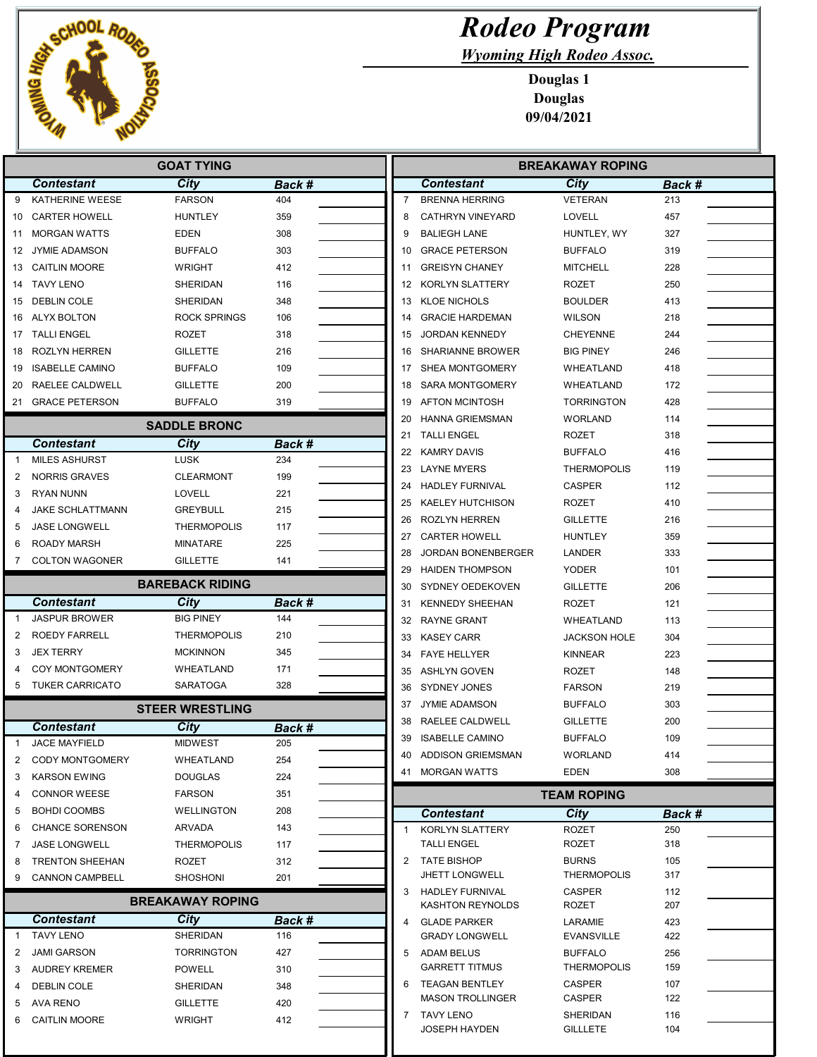# Rodeo Program

*Wyoming High Rodeo Assoc.*

**Douglas 1**
**Douglas**
**09/04/2021**

## GOAT TYING

| | Contestant | City | Back # | |
|---|---|---|---|---|
| 9 | KATHERINE WEESE | FARSON | 404 | |
| 10 | CARTER HOWELL | HUNTLEY | 359 | |
| 11 | MORGAN WATTS | EDEN | 308 | |
| 12 | JYMIE ADAMSON | BUFFALO | 303 | |
| 13 | CAITLIN MOORE | WRIGHT | 412 | |
| 14 | TAVY LENO | SHERIDAN | 116 | |
| 15 | DEBLIN COLE | SHERIDAN | 348 | |
| 16 | ALYX BOLTON | ROCK SPRINGS | 106 | |
| 17 | TALLI ENGEL | ROZET | 318 | |
| 18 | ROZLYN HERREN | GILLETTE | 216 | |
| 19 | ISABELLE CAMINO | BUFFALO | 109 | |
| 20 | RAELEE CALDWELL | GILLETTE | 200 | |
| 21 | GRACE PETERSON | BUFFALO | 319 | |

## SADDLE BRONC

| | Contestant | City | Back # | |
|---|---|---|---|---|
| 1 | MILES ASHURST | LUSK | 234 | |
| 2 | NORRIS GRAVES | CLEARMONT | 199 | |
| 3 | RYAN NUNN | LOVELL | 221 | |
| 4 | JAKE SCHLATTMANN | GREYBULL | 215 | |
| 5 | JASE LONGWELL | THERMOPOLIS | 117 | |
| 6 | ROADY MARSH | MINATARE | 225 | |
| 7 | COLTON WAGONER | GILLETTE | 141 | |

## BAREBACK RIDING

| | Contestant | City | Back # | |
|---|---|---|---|---|
| 1 | JASPUR BROWER | BIG PINEY | 144 | |
| 2 | ROEDY FARRELL | THERMOPOLIS | 210 | |
| 3 | JEX TERRY | MCKINNON | 345 | |
| 4 | COY MONTGOMERY | WHEATLAND | 171 | |
| 5 | TUKER CARRICATO | SARATOGA | 328 | |

## STEER WRESTLING

| | Contestant | City | Back # | |
|---|---|---|---|---|
| 1 | JACE MAYFIELD | MIDWEST | 205 | |
| 2 | CODY MONTGOMERY | WHEATLAND | 254 | |
| 3 | KARSON EWING | DOUGLAS | 224 | |
| 4 | CONNOR WEESE | FARSON | 351 | |
| 5 | BOHDI COOMBS | WELLINGTON | 208 | |
| 6 | CHANCE SORENSON | ARVADA | 143 | |
| 7 | JASE LONGWELL | THERMOPOLIS | 117 | |
| 8 | TRENTON SHEEHAN | ROZET | 312 | |
| 9 | CANNON CAMPBELL | SHOSHONI | 201 | |

## BREAKAWAY ROPING

| | Contestant | City | Back # | |
|---|---|---|---|---|
| 1 | TAVY LENO | SHERIDAN | 116 | |
| 2 | JAMI GARSON | TORRINGTON | 427 | |
| 3 | AUDREY KREMER | POWELL | 310 | |
| 4 | DEBLIN COLE | SHERIDAN | 348 | |
| 5 | AVA RENO | GILLETTE | 420 | |
| 6 | CAITLIN MOORE | WRIGHT | 412 | |
| 7 | BRENNA HERRING | VETERAN | 213 | |
| 8 | CATHRYN VINEYARD | LOVELL | 457 | |
| 9 | BALIEGH LANE | HUNTLEY, WY | 327 | |
| 10 | GRACE PETERSON | BUFFALO | 319 | |
| 11 | GREISYN CHANEY | MITCHELL | 228 | |
| 12 | KORLYN SLATTERY | ROZET | 250 | |
| 13 | KLOE NICHOLS | BOULDER | 413 | |
| 14 | GRACIE HARDEMAN | WILSON | 218 | |
| 15 | JORDAN KENNEDY | CHEYENNE | 244 | |
| 16 | SHARIANNE BROWER | BIG PINEY | 246 | |
| 17 | SHEA MONTGOMERY | WHEATLAND | 418 | |
| 18 | SARA MONTGOMERY | WHEATLAND | 172 | |
| 19 | AFTON MCINTOSH | TORRINGTON | 428 | |
| 20 | HANNA GRIEMSMAN | WORLAND | 114 | |
| 21 | TALLI ENGEL | ROZET | 318 | |
| 22 | KAMRY DAVIS | BUFFALO | 416 | |
| 23 | LAYNE MYERS | THERMOPOLIS | 119 | |
| 24 | HADLEY FURNIVAL | CASPER | 112 | |
| 25 | KAELEY HUTCHISON | ROZET | 410 | |
| 26 | ROZLYN HERREN | GILLETTE | 216 | |
| 27 | CARTER HOWELL | HUNTLEY | 359 | |
| 28 | JORDAN BONENBERGER | LANDER | 333 | |
| 29 | HAIDEN THOMPSON | YODER | 101 | |
| 30 | SYDNEY OEDEKOVEN | GILLETTE | 206 | |
| 31 | KENNEDY SHEEHAN | ROZET | 121 | |
| 32 | RAYNE GRANT | WHEATLAND | 113 | |
| 33 | KASEY CARR | JACKSON HOLE | 304 | |
| 34 | FAYE HELLYER | KINNEAR | 223 | |
| 35 | ASHLYN GOVEN | ROZET | 148 | |
| 36 | SYDNEY JONES | FARSON | 219 | |
| 37 | JYMIE ADAMSON | BUFFALO | 303 | |
| 38 | RAELEE CALDWELL | GILLETTE | 200 | |
| 39 | ISABELLE CAMINO | BUFFALO | 109 | |
| 40 | ADDISON GRIEMSMAN | WORLAND | 414 | |
| 41 | MORGAN WATTS | EDEN | 308 | |

## TEAM ROPING

| | Contestant | City | Back # | |
|---|---|---|---|---|
| 1 | KORLYN SLATTERY | ROZET | 250 | |
| | TALLI ENGEL | ROZET | 318 | |
| 2 | TATE BISHOP | BURNS | 105 | |
| | JHETT LONGWELL | THERMOPOLIS | 317 | |
| 3 | HADLEY FURNIVAL | CASPER | 112 | |
| | KASHTON REYNOLDS | ROZET | 207 | |
| 4 | GLADE PARKER | LARAMIE | 423 | |
| | GRADY LONGWELL | EVANSVILLE | 422 | |
| 5 | ADAM BELUS | BUFFALO | 256 | |
| | GARRETT TITMUS | THERMOPOLIS | 159 | |
| 6 | TEAGAN BENTLEY | CASPER | 107 | |
| | MASON TROLLINGER | CASPER | 122 | |
| 7 | TAVY LENO | SHERIDAN | 116 | |
| | JOSEPH HAYDEN | GILLLETE | 104 | |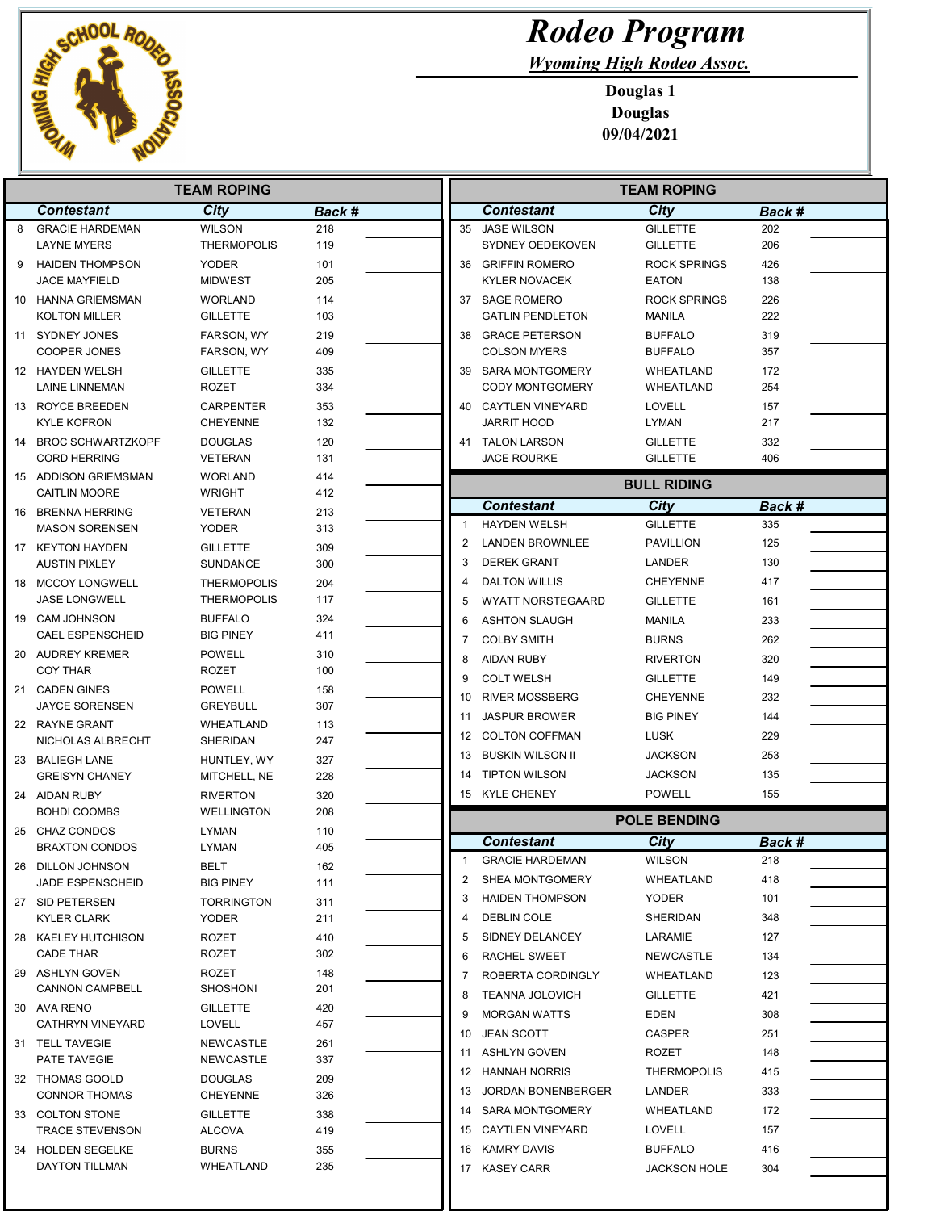# Rodeo Program

*Wyoming High Rodeo Assoc.*

**Douglas 1**
**Douglas**
**09/04/2021**

## TEAM ROPING

| | Contestant | City | Back # | |
|---|---|---|---|---|
| 8 | GRACIE HARDEMAN | WILSON | 218 | |
| | LAYNE MYERS | THERMOPOLIS | 119 | |
| 9 | HAIDEN THOMPSON | YODER | 101 | |
| | JACE MAYFIELD | MIDWEST | 205 | |
| 10 | HANNA GRIEMSMAN | WORLAND | 114 | |
| | KOLTON MILLER | GILLETTE | 103 | |
| 11 | SYDNEY JONES | FARSON, WY | 219 | |
| | COOPER JONES | FARSON, WY | 409 | |
| 12 | HAYDEN WELSH | GILLETTE | 335 | |
| | LAINE LINNEMAN | ROZET | 334 | |
| 13 | ROYCE BREEDEN | CARPENTER | 353 | |
| | KYLE KOFRON | CHEYENNE | 132 | |
| 14 | BROC SCHWARTZKOPF | DOUGLAS | 120 | |
| | CORD HERRING | VETERAN | 131 | |
| 15 | ADDISON GRIEMSMAN | WORLAND | 414 | |
| | CAITLIN MOORE | WRIGHT | 412 | |
| 16 | BRENNA HERRING | VETERAN | 213 | |
| | MASON SORENSEN | YODER | 313 | |
| 17 | KEYTON HAYDEN | GILLETTE | 309 | |
| | AUSTIN PIXLEY | SUNDANCE | 300 | |
| 18 | MCCOY LONGWELL | THERMOPOLIS | 204 | |
| | JASE LONGWELL | THERMOPOLIS | 117 | |
| 19 | CAM JOHNSON | BUFFALO | 324 | |
| | CAEL ESPENSCHEID | BIG PINEY | 411 | |
| 20 | AUDREY KREMER | POWELL | 310 | |
| | COY THAR | ROZET | 100 | |
| 21 | CADEN GINES | POWELL | 158 | |
| | JAYCE SORENSEN | GREYBULL | 307 | |
| 22 | RAYNE GRANT | WHEATLAND | 113 | |
| | NICHOLAS ALBRECHT | SHERIDAN | 247 | |
| 23 | BALIEGH LANE | HUNTLEY, WY | 327 | |
| | GREISYN CHANEY | MITCHELL, NE | 228 | |
| 24 | AIDAN RUBY | RIVERTON | 320 | |
| | BOHDI COOMBS | WELLINGTON | 208 | |
| 25 | CHAZ CONDOS | LYMAN | 110 | |
| | BRAXTON CONDOS | LYMAN | 405 | |
| 26 | DILLON JOHNSON | BELT | 162 | |
| | JADE ESPENSCHEID | BIG PINEY | 111 | |
| 27 | SID PETERSEN | TORRINGTON | 311 | |
| | KYLER CLARK | YODER | 211 | |
| 28 | KAELEY HUTCHISON | ROZET | 410 | |
| | CADE THAR | ROZET | 302 | |
| 29 | ASHLYN GOVEN | ROZET | 148 | |
| | CANNON CAMPBELL | SHOSHONI | 201 | |
| 30 | AVA RENO | GILLETTE | 420 | |
| | CATHRYN VINEYARD | LOVELL | 457 | |
| 31 | TELL TAVEGIE | NEWCASTLE | 261 | |
| | PATE TAVEGIE | NEWCASTLE | 337 | |
| 32 | THOMAS GOOLD | DOUGLAS | 209 | |
| | CONNOR THOMAS | CHEYENNE | 326 | |
| 33 | COLTON STONE | GILLETTE | 338 | |
| | TRACE STEVENSON | ALCOVA | 419 | |
| 34 | HOLDEN SEGELKE | BURNS | 355 | |
| | DAYTON TILLMAN | WHEATLAND | 235 | |
| 35 | JASE WILSON | GILLETTE | 202 | |
| | SYDNEY OEDEKOVEN | GILLETTE | 206 | |
| 36 | GRIFFIN ROMERO | ROCK SPRINGS | 426 | |
| | KYLER NOVACEK | EATON | 138 | |
| 37 | SAGE ROMERO | ROCK SPRINGS | 226 | |
| | GATLIN PENDLETON | MANILA | 222 | |
| 38 | GRACE PETERSON | BUFFALO | 319 | |
| | COLSON MYERS | BUFFALO | 357 | |
| 39 | SARA MONTGOMERY | WHEATLAND | 172 | |
| | CODY MONTGOMERY | WHEATLAND | 254 | |
| 40 | CAYTLEN VINEYARD | LOVELL | 157 | |
| | JARRIT HOOD | LYMAN | 217 | |
| 41 | TALON LARSON | GILLETTE | 332 | |
| | JACE ROURKE | GILLETTE | 406 | |

## BULL RIDING

| | Contestant | City | Back # | |
|---|---|---|---|---|
| 1 | HAYDEN WELSH | GILLETTE | 335 | |
| 2 | LANDEN BROWNLEE | PAVILLION | 125 | |
| 3 | DEREK GRANT | LANDER | 130 | |
| 4 | DALTON WILLIS | CHEYENNE | 417 | |
| 5 | WYATT NORSTEGAARD | GILLETTE | 161 | |
| 6 | ASHTON SLAUGH | MANILA | 233 | |
| 7 | COLBY SMITH | BURNS | 262 | |
| 8 | AIDAN RUBY | RIVERTON | 320 | |
| 9 | COLT WELSH | GILLETTE | 149 | |
| 10 | RIVER MOSSBERG | CHEYENNE | 232 | |
| 11 | JASPUR BROWER | BIG PINEY | 144 | |
| 12 | COLTON COFFMAN | LUSK | 229 | |
| 13 | BUSKIN WILSON II | JACKSON | 253 | |
| 14 | TIPTON WILSON | JACKSON | 135 | |
| 15 | KYLE CHENEY | POWELL | 155 | |

## POLE BENDING

| | Contestant | City | Back # | |
|---|---|---|---|---|
| 1 | GRACIE HARDEMAN | WILSON | 218 | |
| 2 | SHEA MONTGOMERY | WHEATLAND | 418 | |
| 3 | HAIDEN THOMPSON | YODER | 101 | |
| 4 | DEBLIN COLE | SHERIDAN | 348 | |
| 5 | SIDNEY DELANCEY | LARAMIE | 127 | |
| 6 | RACHEL SWEET | NEWCASTLE | 134 | |
| 7 | ROBERTA CORDINGLY | WHEATLAND | 123 | |
| 8 | TEANNA JOLOVICH | GILLETTE | 421 | |
| 9 | MORGAN WATTS | EDEN | 308 | |
| 10 | JEAN SCOTT | CASPER | 251 | |
| 11 | ASHLYN GOVEN | ROZET | 148 | |
| 12 | HANNAH NORRIS | THERMOPOLIS | 415 | |
| 13 | JORDAN BONENBERGER | LANDER | 333 | |
| 14 | SARA MONTGOMERY | WHEATLAND | 172 | |
| 15 | CAYTLEN VINEYARD | LOVELL | 157 | |
| 16 | KAMRY DAVIS | BUFFALO | 416 | |
| 17 | KASEY CARR | JACKSON HOLE | 304 | |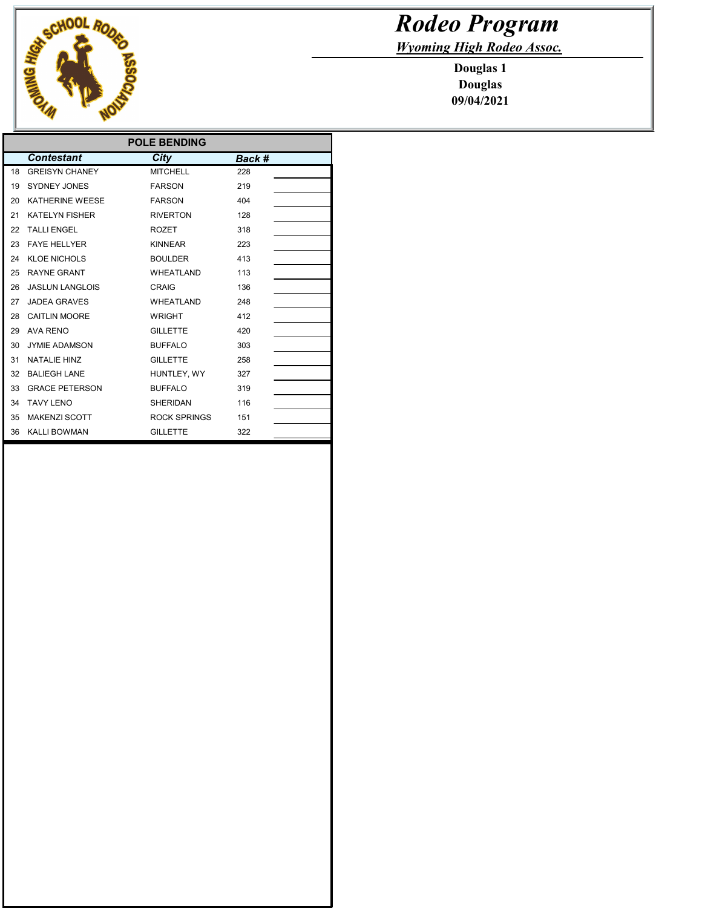# Rodeo Program

*Wyoming High Rodeo Assoc.*

**Douglas 1**
**Douglas**
**09/04/2021**

## POLE BENDING

| | Contestant | City | Back # | |
|---|---|---|---|---|
| 18 | GREISYN CHANEY | MITCHELL | 228 | |
| 19 | SYDNEY JONES | FARSON | 219 | |
| 20 | KATHERINE WEESE | FARSON | 404 | |
| 21 | KATELYN FISHER | RIVERTON | 128 | |
| 22 | TALLI ENGEL | ROZET | 318 | |
| 23 | FAYE HELLYER | KINNEAR | 223 | |
| 24 | KLOE NICHOLS | BOULDER | 413 | |
| 25 | RAYNE GRANT | WHEATLAND | 113 | |
| 26 | JASLUN LANGLOIS | CRAIG | 136 | |
| 27 | JADEA GRAVES | WHEATLAND | 248 | |
| 28 | CAITLIN MOORE | WRIGHT | 412 | |
| 29 | AVA RENO | GILLETTE | 420 | |
| 30 | JYMIE ADAMSON | BUFFALO | 303 | |
| 31 | NATALIE HINZ | GILLETTE | 258 | |
| 32 | BALIEGH LANE | HUNTLEY, WY | 327 | |
| 33 | GRACE PETERSON | BUFFALO | 319 | |
| 34 | TAVY LENO | SHERIDAN | 116 | |
| 35 | MAKENZI SCOTT | ROCK SPRINGS | 151 | |
| 36 | KALLI BOWMAN | GILLETTE | 322 | |